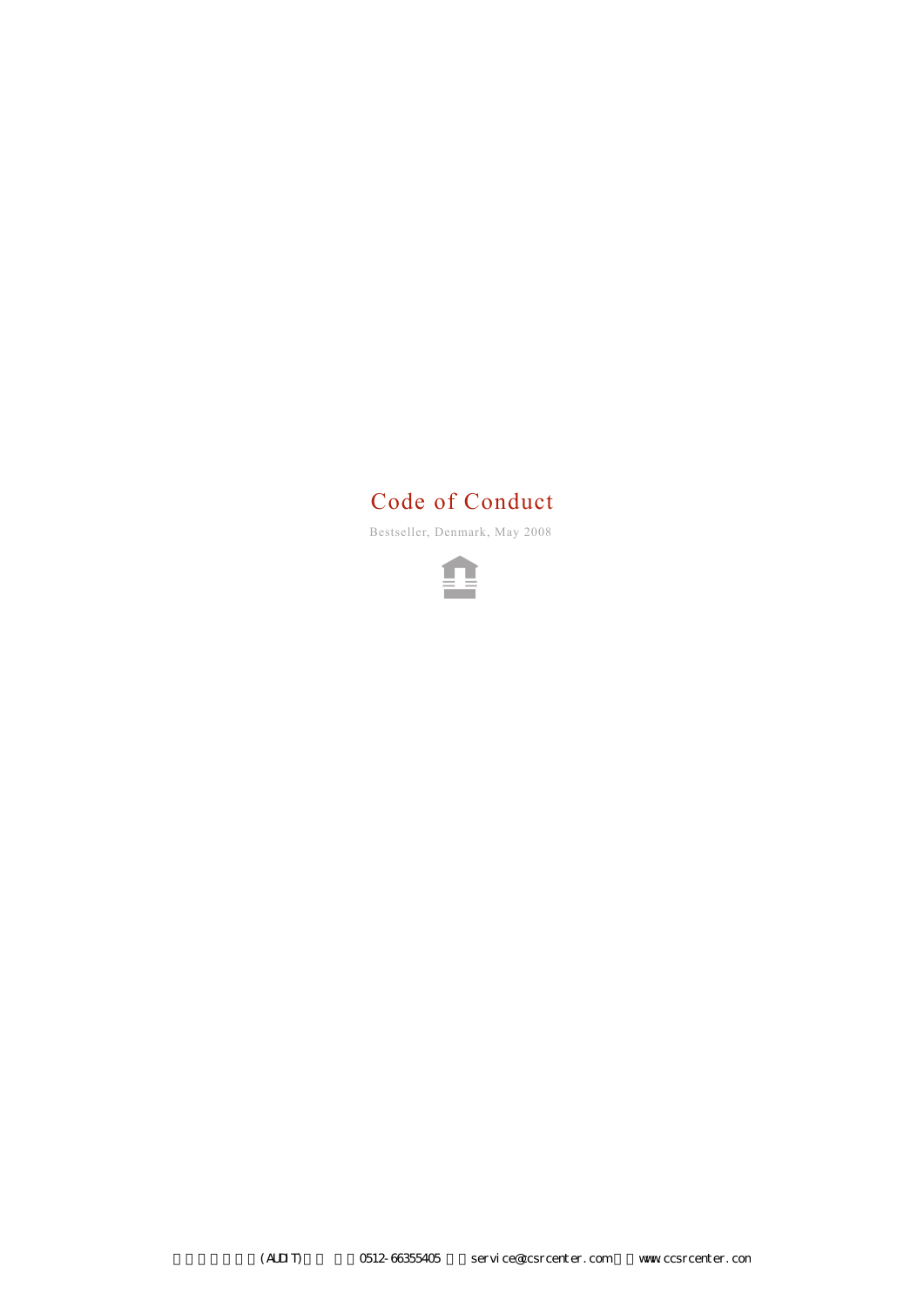# Code of Conduct

Bestseller, Denmark, May 2008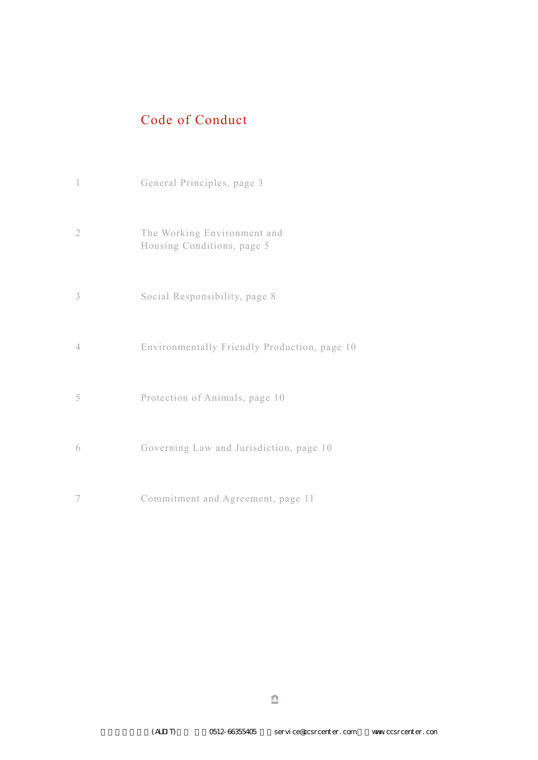# Code of Conduct

1. General Principles, page 3
2. The Working Environment and Housing Conditions, page 5
3. Social Responsibility, page 8
4. Environmentally Friendly Production, page 10
5. Protection of Animals, page 10
6. Governing Law and Jurisdiction, page 10
7. Commitment and Agreement, page 11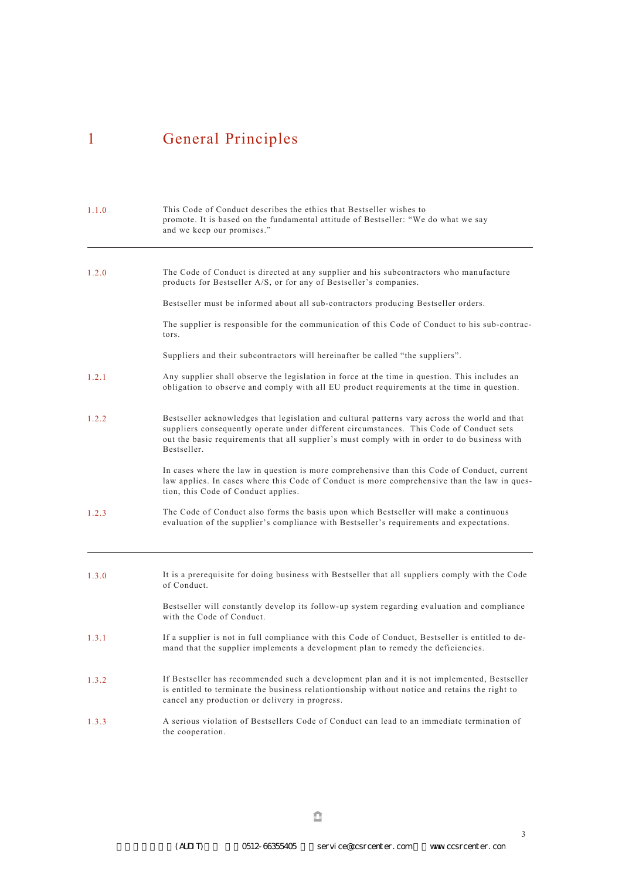# 1 General Principles

1.1.0 This Code of Conduct describes the ethics that Bestseller wishes to promote. It is based on the fundamental attitude of Bestseller: "We do what we say and we keep our promises."

---

1.2.0 The Code of Conduct is directed at any supplier and his subcontractors who manufacture products for Bestseller A/S, or for any of Bestseller's companies.

Bestseller must be informed about all sub-contractors producing Bestseller orders.

The supplier is responsible for the communication of this Code of Conduct to his sub-contractors.

Suppliers and their subcontractors will hereinafter be called "the suppliers".

1.2.1 Any supplier shall observe the legislation in force at the time in question. This includes an obligation to observe and comply with all EU product requirements at the time in question.

1.2.2 Bestseller acknowledges that legislation and cultural patterns vary across the world and that suppliers consequently operate under different circumstances. This Code of Conduct sets out the basic requirements that all supplier's must comply with in order to do business with Bestseller.

In cases where the law in question is more comprehensive than this Code of Conduct, current law applies. In cases where this Code of Conduct is more comprehensive than the law in question, this Code of Conduct applies.

1.2.3 The Code of Conduct also forms the basis upon which Bestseller will make a continuous evaluation of the supplier's compliance with Bestseller's requirements and expectations.

---

1.3.0 It is a prerequisite for doing business with Bestseller that all suppliers comply with the Code of Conduct.

Bestseller will constantly develop its follow-up system regarding evaluation and compliance with the Code of Conduct.

1.3.1 If a supplier is not in full compliance with this Code of Conduct, Bestseller is entitled to demand that the supplier implements a development plan to remedy the deficiencies.

1.3.2 If Bestseller has recommended such a development plan and it is not implemented, Bestseller is entitled to terminate the business relationtionship without notice and retains the right to cancel any production or delivery in progress.

1.3.3 A serious violation of Bestsellers Code of Conduct can lead to an immediate termination of the cooperation.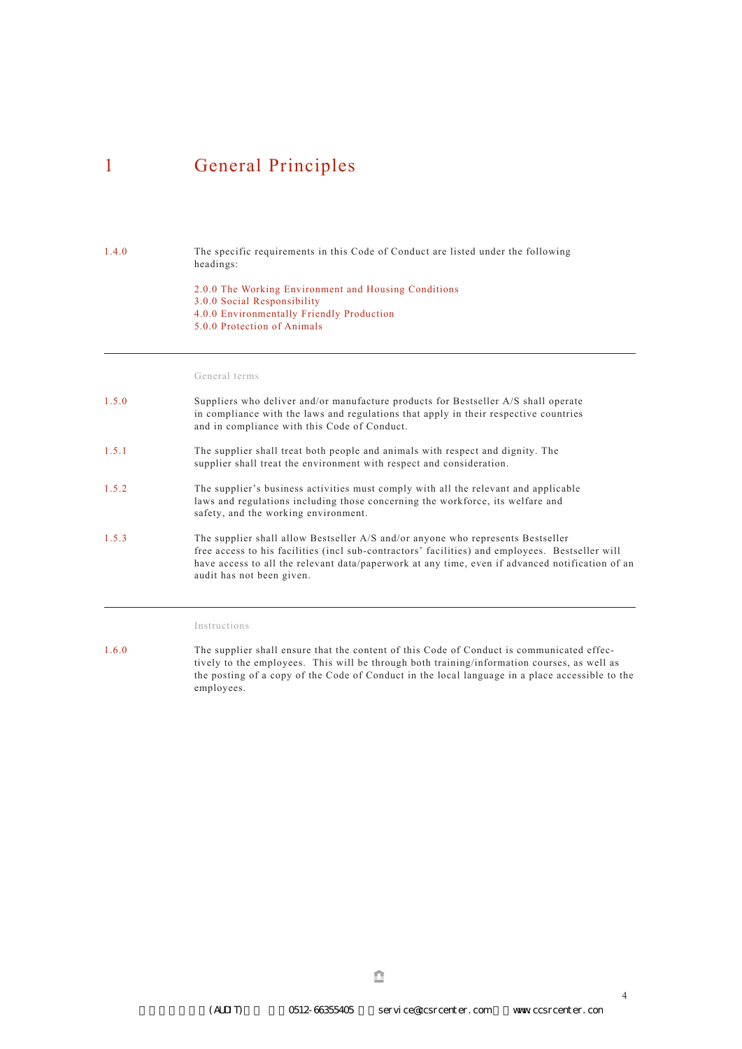# 1 General Principles

1.4.0 The specific requirements in this Code of Conduct are listed under the following headings:

2.0.0 The Working Environment and Housing Conditions
3.0.0 Social Responsibility
4.0.0 Environmentally Friendly Production
5.0.0 Protection of Animals

---

### General terms

1.5.0 Suppliers who deliver and/or manufacture products for Bestseller A/S shall operate in compliance with the laws and regulations that apply in their respective countries and in compliance with this Code of Conduct.

1.5.1 The supplier shall treat both people and animals with respect and dignity. The supplier shall treat the environment with respect and consideration.

1.5.2 The supplier's business activities must comply with all the relevant and applicable laws and regulations including those concerning the workforce, its welfare and safety, and the working environment.

1.5.3 The supplier shall allow Bestseller A/S and/or anyone who represents Bestseller free access to his facilities (incl sub-contractors' facilities) and employees. Bestseller will have access to all the relevant data/paperwork at any time, even if advanced notification of an audit has not been given.

---

### Instructions

1.6.0 The supplier shall ensure that the content of this Code of Conduct is communicated effectively to the employees. This will be through both training/information courses, as well as the posting of a copy of the Code of Conduct in the local language in a place accessible to the employees.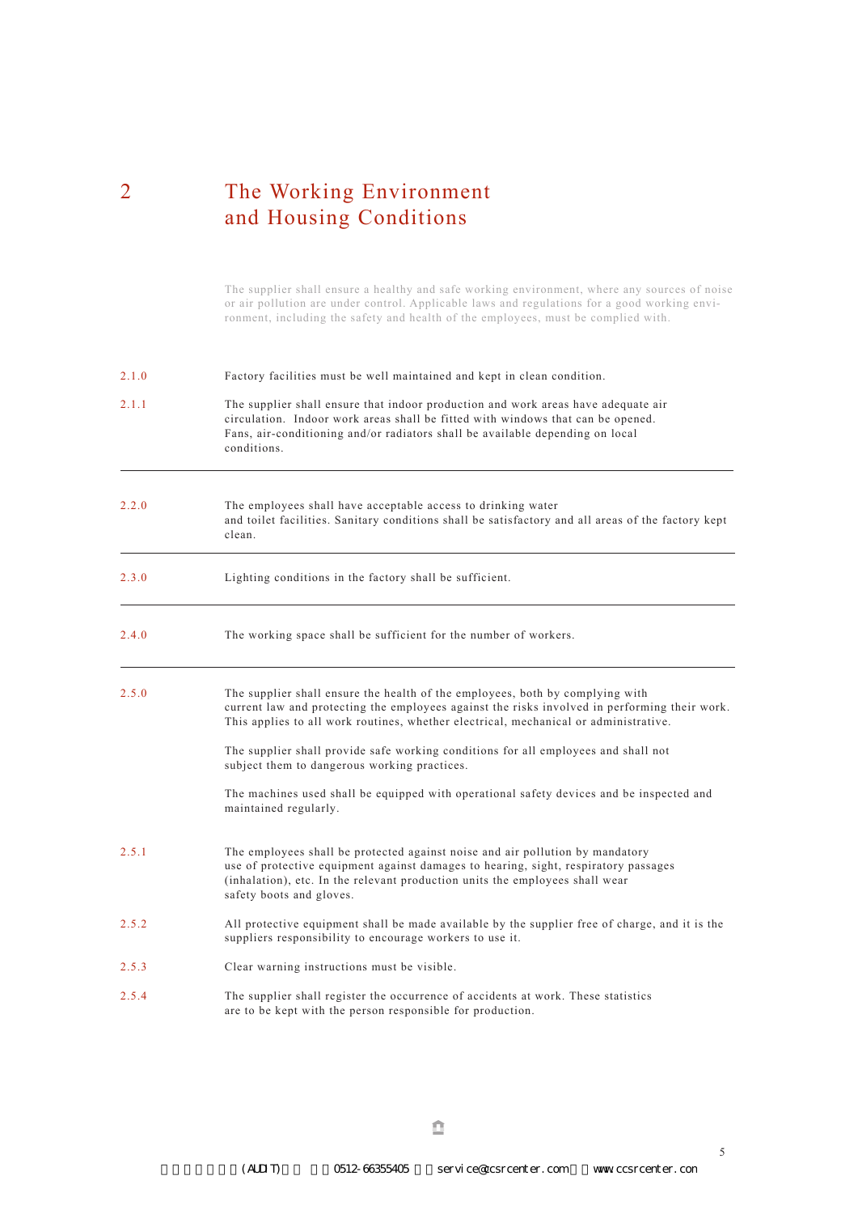# 2 The Working Environment and Housing Conditions

The supplier shall ensure a healthy and safe working environment, where any sources of noise or air pollution are under control. Applicable laws and regulations for a good working environment, including the safety and health of the employees, must be complied with.

**2.1.0** Factory facilities must be well maintained and kept in clean condition.

**2.1.1** The supplier shall ensure that indoor production and work areas have adequate air circulation. Indoor work areas shall be fitted with windows that can be opened. Fans, air-conditioning and/or radiators shall be available depending on local conditions.

---

**2.2.0** The employees shall have acceptable access to drinking water and toilet facilities. Sanitary conditions shall be satisfactory and all areas of the factory kept clean.

---

**2.3.0** Lighting conditions in the factory shall be sufficient.

---

**2.4.0** The working space shall be sufficient for the number of workers.

---

**2.5.0** The supplier shall ensure the health of the employees, both by complying with current law and protecting the employees against the risks involved in performing their work. This applies to all work routines, whether electrical, mechanical or administrative.

The supplier shall provide safe working conditions for all employees and shall not subject them to dangerous working practices.

The machines used shall be equipped with operational safety devices and be inspected and maintained regularly.

**2.5.1** The employees shall be protected against noise and air pollution by mandatory use of protective equipment against damages to hearing, sight, respiratory passages (inhalation), etc. In the relevant production units the employees shall wear safety boots and gloves.

**2.5.2** All protective equipment shall be made available by the supplier free of charge, and it is the suppliers responsibility to encourage workers to use it.

**2.5.3** Clear warning instructions must be visible.

**2.5.4** The supplier shall register the occurrence of accidents at work. These statistics are to be kept with the person responsible for production.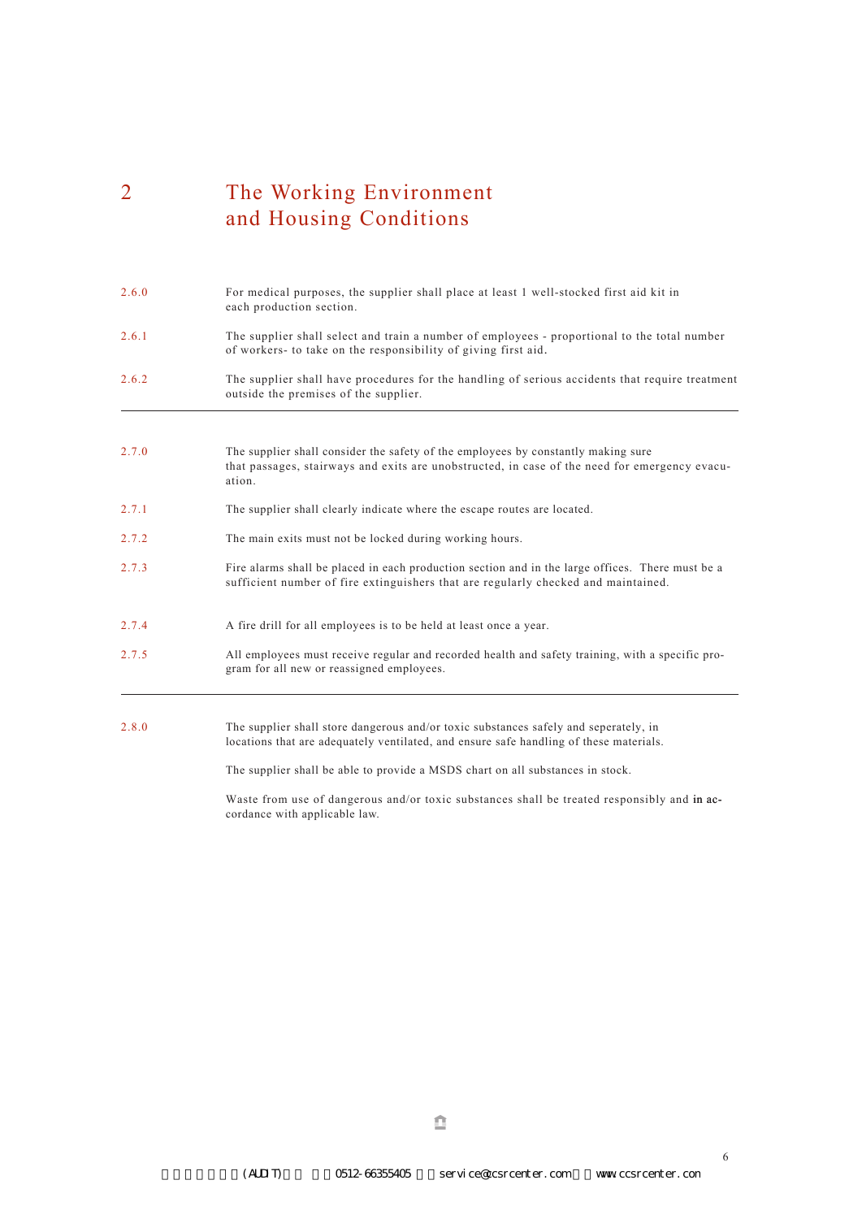# 2 The Working Environment and Housing Conditions

| | |
|---|---|
| 2.6.0 | For medical purposes, the supplier shall place at least 1 well-stocked first aid kit in each production section. |
| 2.6.1 | The supplier shall select and train a number of employees - proportional to the total number of workers- to take on the responsibility of giving first aid. |
| 2.6.2 | The supplier shall have procedures for the handling of serious accidents that require treatment outside the premises of the supplier. |

| | |
|---|---|
| 2.7.0 | The supplier shall consider the safety of the employees by constantly making sure that passages, stairways and exits are unobstructed, in case of the need for emergency evacuation. |
| 2.7.1 | The supplier shall clearly indicate where the escape routes are located. |
| 2.7.2 | The main exits must not be locked during working hours. |
| 2.7.3 | Fire alarms shall be placed in each production section and in the large offices. There must be a sufficient number of fire extinguishers that are regularly checked and maintained. |
| 2.7.4 | A fire drill for all employees is to be held at least once a year. |
| 2.7.5 | All employees must receive regular and recorded health and safety training, with a specific program for all new or reassigned employees. |

| | |
|---|---|
| 2.8.0 | The supplier shall store dangerous and/or toxic substances safely and seperately, in locations that are adequately ventilated, and ensure safe handling of these materials. |
| | The supplier shall be able to provide a MSDS chart on all substances in stock. |
| | Waste from use of dangerous and/or toxic substances shall be treated responsibly and in accordance with applicable law. |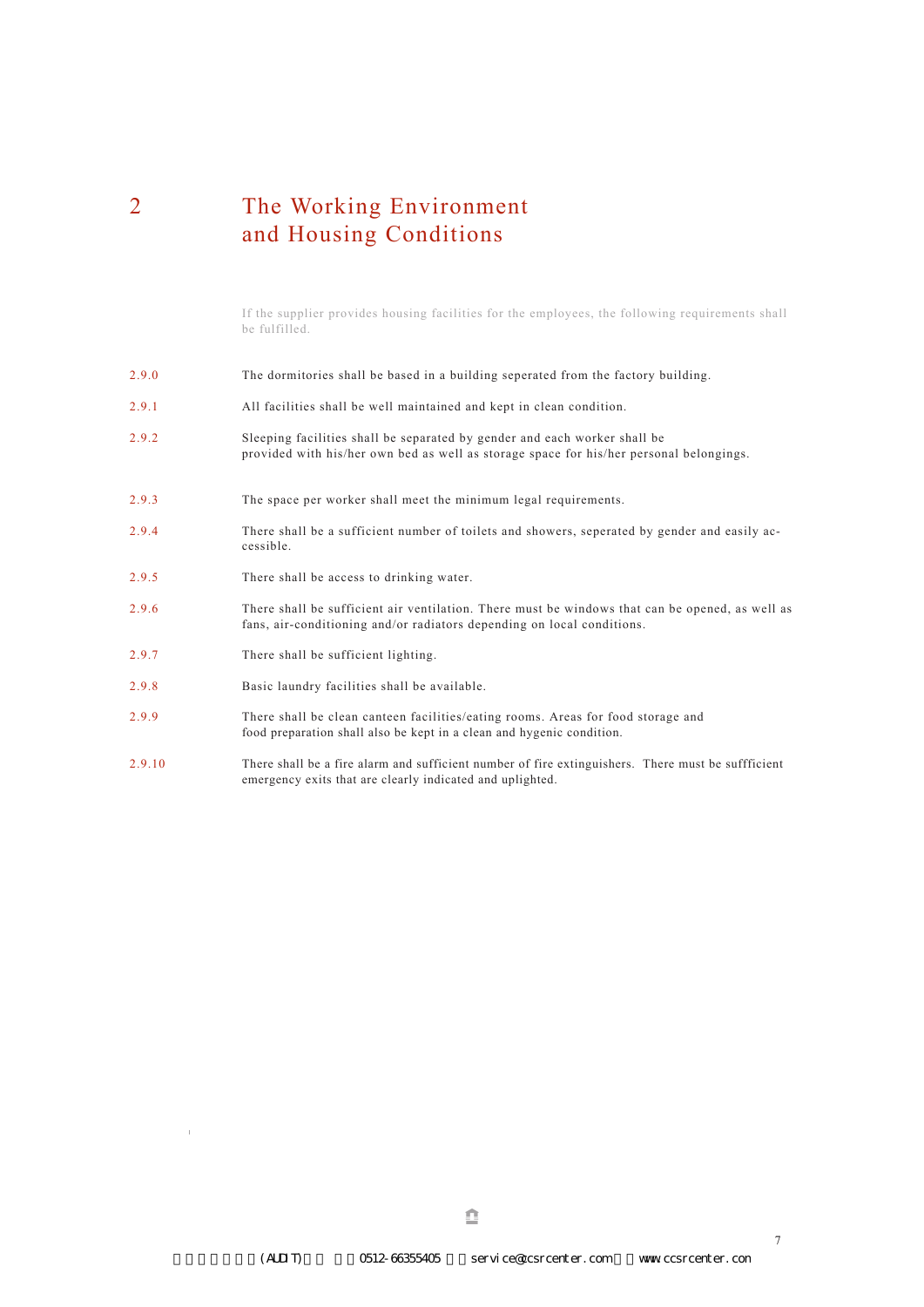# 2 The Working Environment and Housing Conditions

If the supplier provides housing facilities for the employees, the following requirements shall be fulfilled.

2.9.0 The dormitories shall be based in a building seperated from the factory building.

2.9.1 All facilities shall be well maintained and kept in clean condition.

2.9.2 Sleeping facilities shall be separated by gender and each worker shall be provided with his/her own bed as well as storage space for his/her personal belongings.

2.9.3 The space per worker shall meet the minimum legal requirements.

2.9.4 There shall be a sufficient number of toilets and showers, seperated by gender and easily accessible.

2.9.5 There shall be access to drinking water.

2.9.6 There shall be sufficient air ventilation. There must be windows that can be opened, as well as fans, air-conditioning and/or radiators depending on local conditions.

2.9.7 There shall be sufficient lighting.

2.9.8 Basic laundry facilities shall be available.

2.9.9 There shall be clean canteen facilities/eating rooms. Areas for food storage and food preparation shall also be kept in a clean and hygenic condition.

2.9.10 There shall be a fire alarm and sufficient number of fire extinguishers. There must be suffficient emergency exits that are clearly indicated and uplighted.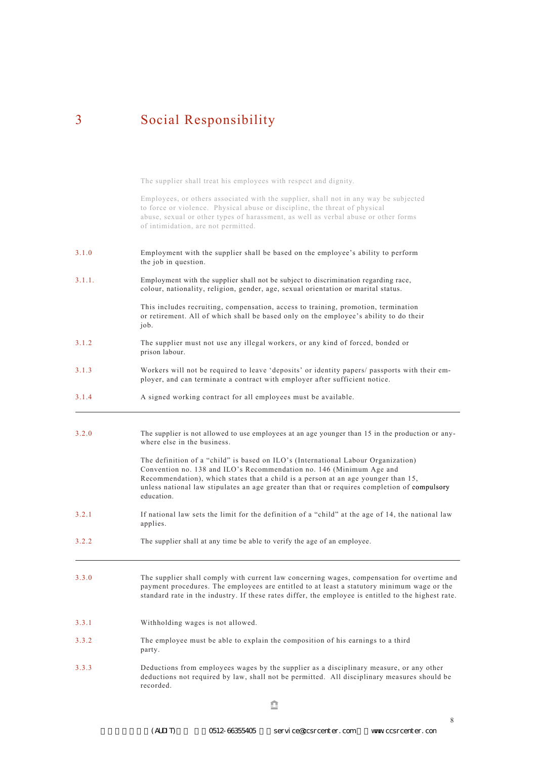# 3 Social Responsibility

The supplier shall treat his employees with respect and dignity.

Employees, or others associated with the supplier, shall not in any way be subjected to force or violence. Physical abuse or discipline, the threat of physical abuse, sexual or other types of harassment, as well as verbal abuse or other forms of intimidation, are not permitted.

3.1.0 Employment with the supplier shall be based on the employee's ability to perform the job in question.

3.1.1. Employment with the supplier shall not be subject to discrimination regarding race, colour, nationality, religion, gender, age, sexual orientation or marital status.

This includes recruiting, compensation, access to training, promotion, termination or retirement. All of which shall be based only on the employee's ability to do their job.

3.1.2 The supplier must not use any illegal workers, or any kind of forced, bonded or prison labour.

3.1.3 Workers will not be required to leave 'deposits' or identity papers/ passports with their employer, and can terminate a contract with employer after sufficient notice.

3.1.4 A signed working contract for all employees must be available.

---

3.2.0 The supplier is not allowed to use employees at an age younger than 15 in the production or anywhere else in the business.

The definition of a "child" is based on ILO's (International Labour Organization) Convention no. 138 and ILO's Recommendation no. 146 (Minimum Age and Recommendation), which states that a child is a person at an age younger than 15, unless national law stipulates an age greater than that or requires completion of compulsory education.

3.2.1 If national law sets the limit for the definition of a "child" at the age of 14, the national law applies.

3.2.2 The supplier shall at any time be able to verify the age of an employee.

---

3.3.0 The supplier shall comply with current law concerning wages, compensation for overtime and payment procedures. The employees are entitled to at least a statutory minimum wage or the standard rate in the industry. If these rates differ, the employee is entitled to the highest rate.

3.3.1 Withholding wages is not allowed.

3.3.2 The employee must be able to explain the composition of his earnings to a third party.

3.3.3 Deductions from employees wages by the supplier as a disciplinary measure, or any other deductions not required by law, shall not be permitted. All disciplinary measures should be recorded.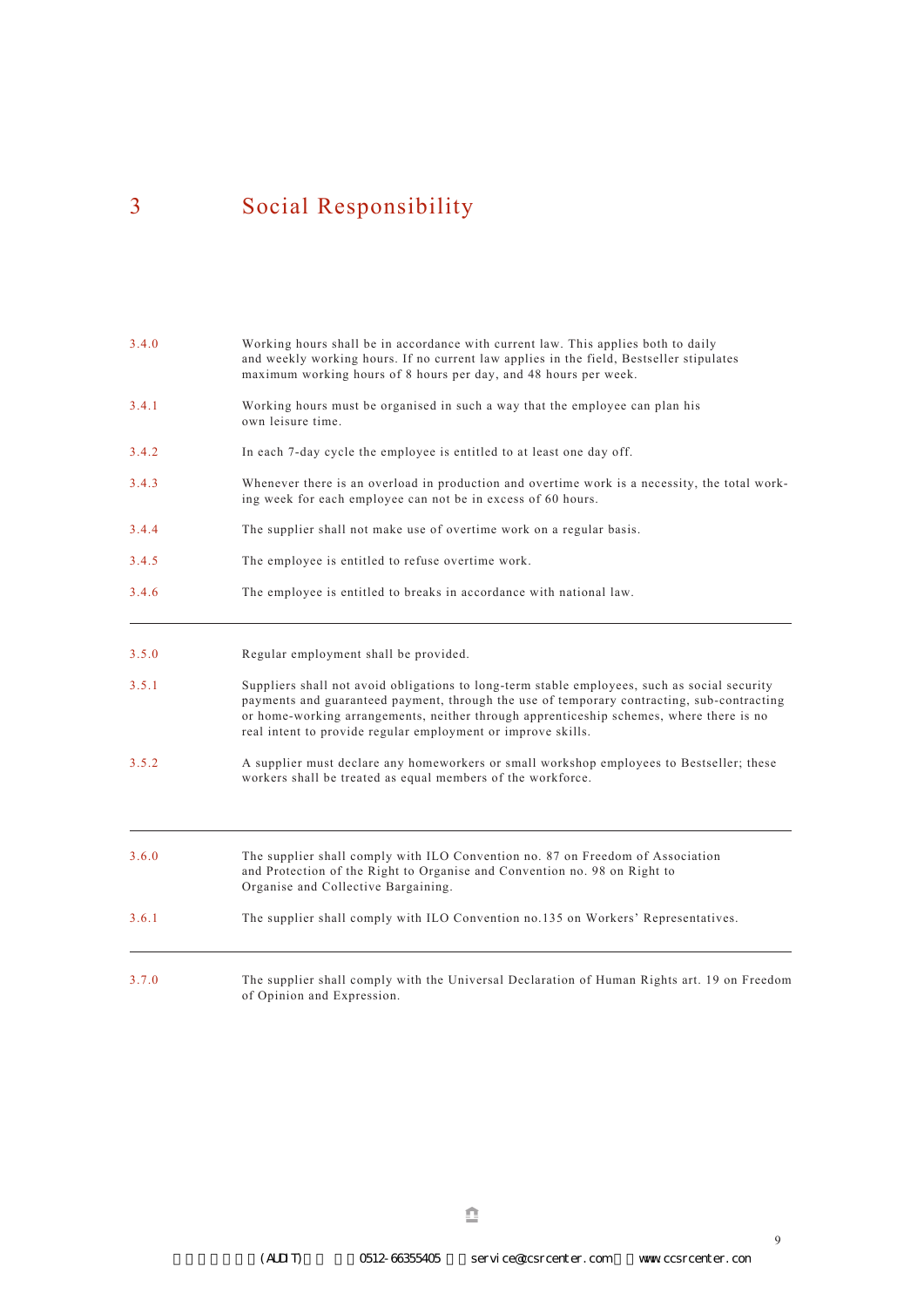# 3 Social Responsibility

3.4.0 Working hours shall be in accordance with current law. This applies both to daily and weekly working hours. If no current law applies in the field, Bestseller stipulates maximum working hours of 8 hours per day, and 48 hours per week.

3.4.1 Working hours must be organised in such a way that the employee can plan his own leisure time.

3.4.2 In each 7-day cycle the employee is entitled to at least one day off.

3.4.3 Whenever there is an overload in production and overtime work is a necessity, the total working week for each employee can not be in excess of 60 hours.

3.4.4 The supplier shall not make use of overtime work on a regular basis.

3.4.5 The employee is entitled to refuse overtime work.

3.4.6 The employee is entitled to breaks in accordance with national law.

---

3.5.0 Regular employment shall be provided.

3.5.1 Suppliers shall not avoid obligations to long-term stable employees, such as social security payments and guaranteed payment, through the use of temporary contracting, sub-contracting or home-working arrangements, neither through apprenticeship schemes, where there is no real intent to provide regular employment or improve skills.

3.5.2 A supplier must declare any homeworkers or small workshop employees to Bestseller; these workers shall be treated as equal members of the workforce.

---

3.6.0 The supplier shall comply with ILO Convention no. 87 on Freedom of Association and Protection of the Right to Organise and Convention no. 98 on Right to Organise and Collective Bargaining.

3.6.1 The supplier shall comply with ILO Convention no.135 on Workers' Representatives.

---

3.7.0 The supplier shall comply with the Universal Declaration of Human Rights art. 19 on Freedom of Opinion and Expression.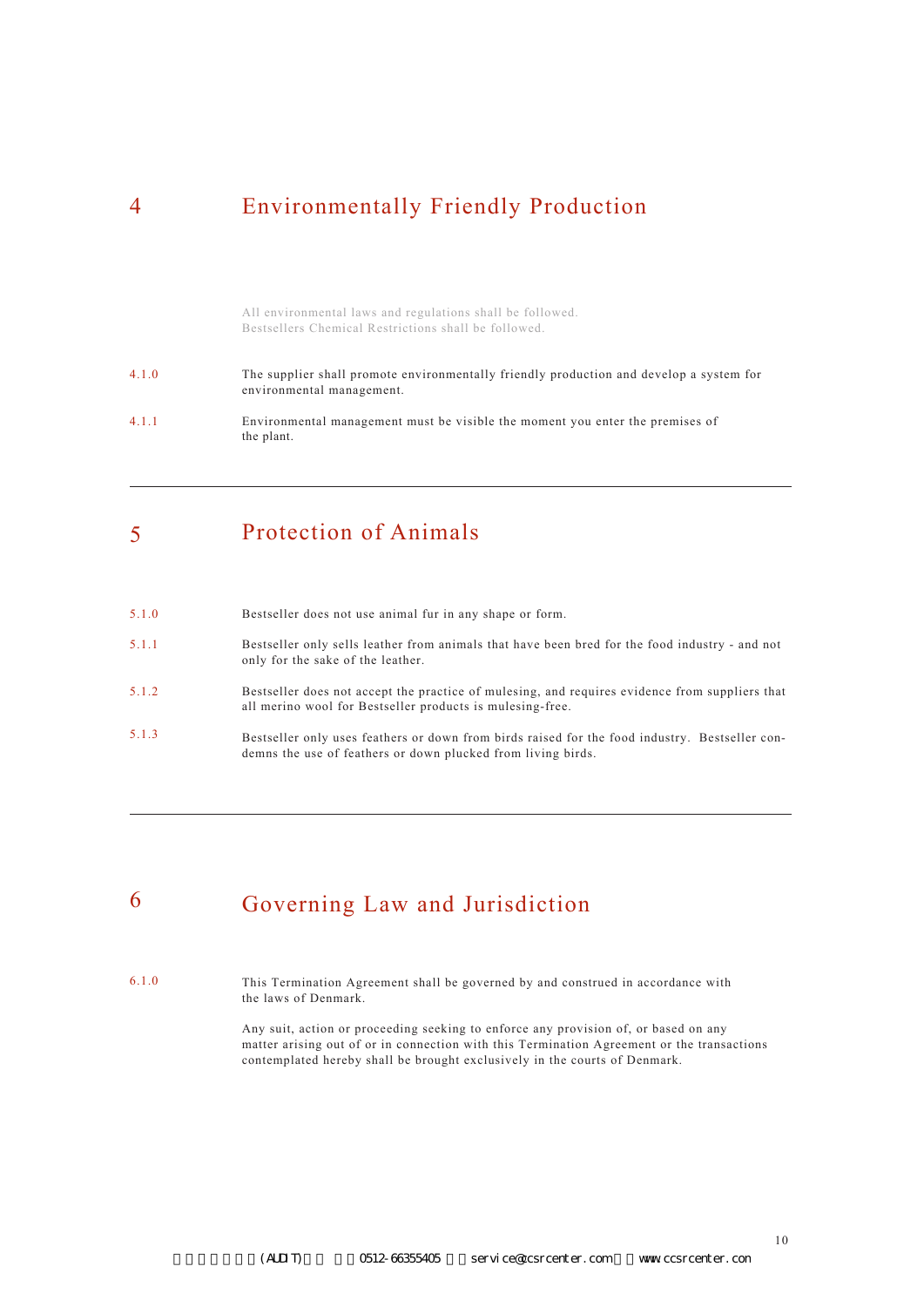# 4 Environmentally Friendly Production

All environmental laws and regulations shall be followed.
Bestsellers Chemical Restrictions shall be followed.

4.1.0 The supplier shall promote environmentally friendly production and develop a system for environmental management.

4.1.1 Environmental management must be visible the moment you enter the premises of the plant.

---

# 5 Protection of Animals

5.1.0 Bestseller does not use animal fur in any shape or form.

5.1.1 Bestseller only sells leather from animals that have been bred for the food industry - and not only for the sake of the leather.

5.1.2 Bestseller does not accept the practice of mulesing, and requires evidence from suppliers that all merino wool for Bestseller products is mulesing-free.

5.1.3 Bestseller only uses feathers or down from birds raised for the food industry. Bestseller condemns the use of feathers or down plucked from living birds.

---

# 6 Governing Law and Jurisdiction

6.1.0 This Termination Agreement shall be governed by and construed in accordance with the laws of Denmark.

Any suit, action or proceeding seeking to enforce any provision of, or based on any matter arising out of or in connection with this Termination Agreement or the transactions contemplated hereby shall be brought exclusively in the courts of Denmark.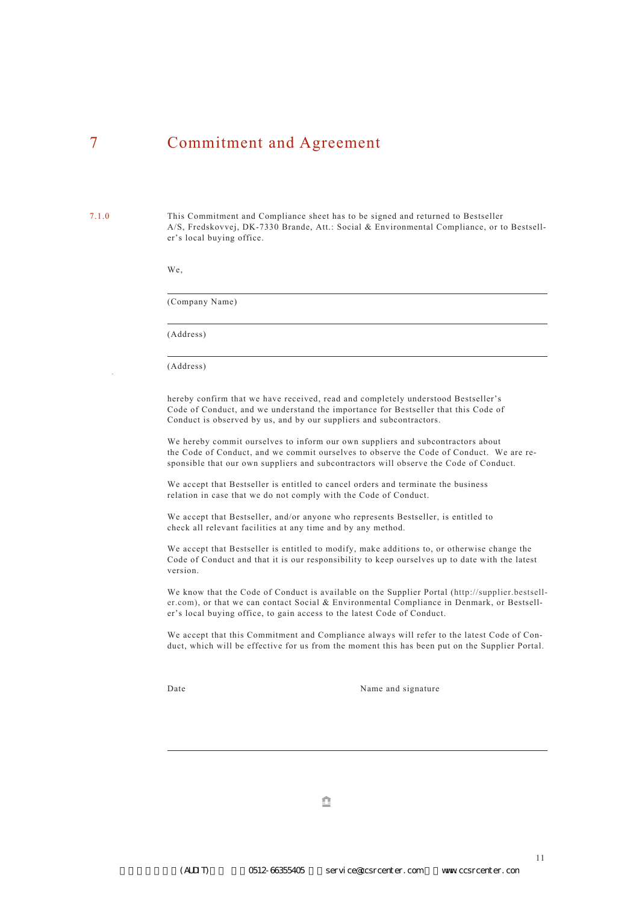# 7 Commitment and Agreement

7.1.0 This Commitment and Compliance sheet has to be signed and returned to Bestseller A/S, Fredskovvej, DK-7330 Brande, Att.: Social & Environmental Compliance, or to Bestseller's local buying office.

We,

_______________________________________________

(Company Name)

_______________________________________________

(Address)

_______________________________________________

(Address)

hereby confirm that we have received, read and completely understood Bestseller's Code of Conduct, and we understand the importance for Bestseller that this Code of Conduct is observed by us, and by our suppliers and subcontractors.

We hereby commit ourselves to inform our own suppliers and subcontractors about the Code of Conduct, and we commit ourselves to observe the Code of Conduct. We are responsible that our own suppliers and subcontractors will observe the Code of Conduct.

We accept that Bestseller is entitled to cancel orders and terminate the business relation in case that we do not comply with the Code of Conduct.

We accept that Bestseller, and/or anyone who represents Bestseller, is entitled to check all relevant facilities at any time and by any method.

We accept that Bestseller is entitled to modify, make additions to, or otherwise change the Code of Conduct and that it is our responsibility to keep ourselves up to date with the latest version.

We know that the Code of Conduct is available on the Supplier Portal (http://supplier.bestseller.com), or that we can contact Social & Environmental Compliance in Denmark, or Bestseller's local buying office, to gain access to the latest Code of Conduct.

We accept that this Commitment and Compliance always will refer to the latest Code of Conduct, which will be effective for us from the moment this has been put on the Supplier Portal.

Date Name and signature

_______________________________________________